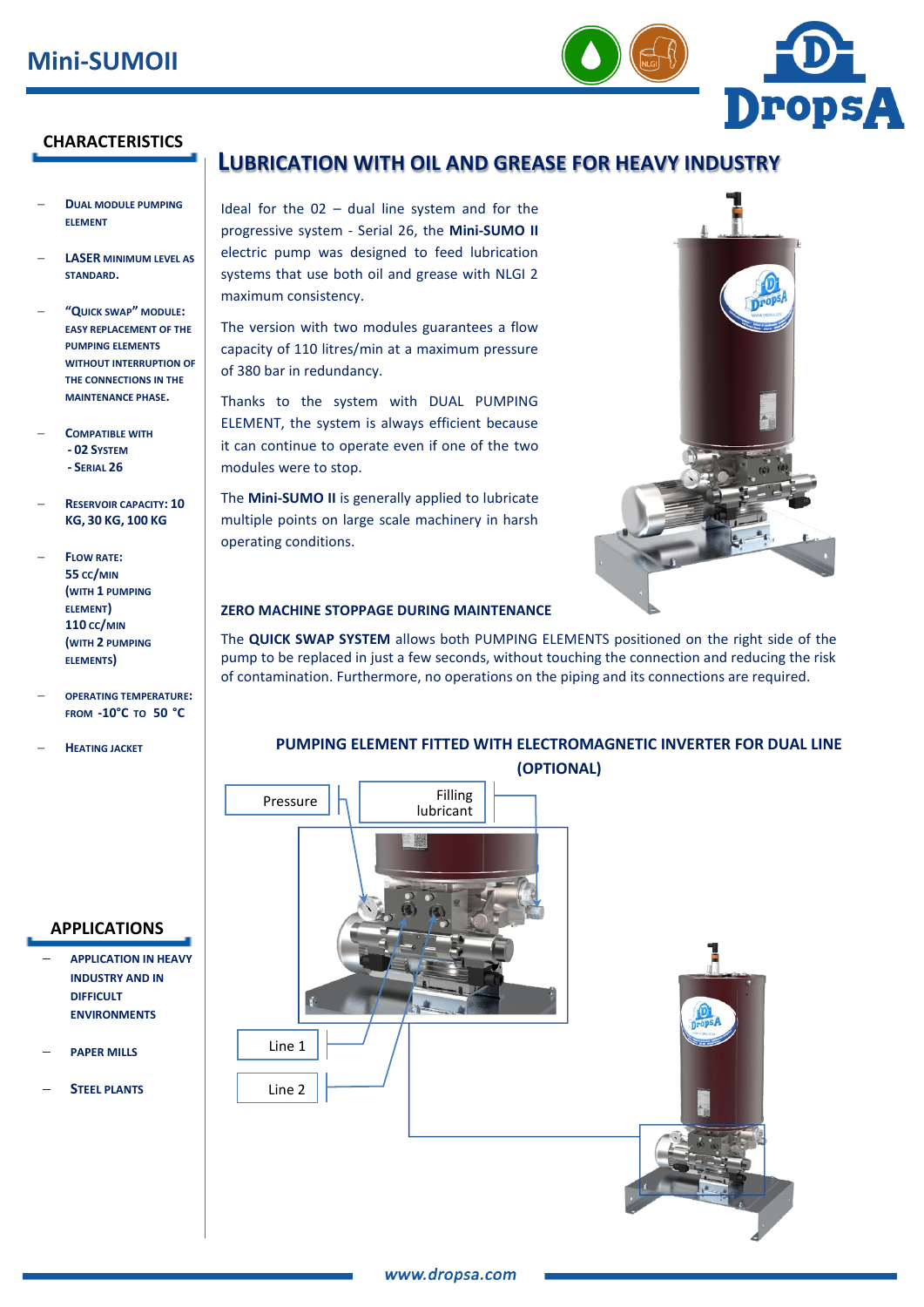# Mini-SUMOII

## CHARACTERISTICS

- Dual module pumping element
- LASER minimum level as standard.
- "Quick swap" module: easy replacement of the pumping elements without interruption of the connections in the maintenance phase.
- Compatible with
  - 02 System
  - Serial 26
- Reservoir capacity: 10 KG, 30 KG, 100 KG
- Flow rate:
  55 cc/min (with 1 pumping element)
  110 cc/min (with 2 pumping elements)
- Operating temperature: from -10°C to 50 °C
- Heating jacket

## APPLICATIONS

- Application in heavy industry and in difficult environments
- Paper mills
- Steel plants

## LUBRICATION WITH OIL AND GREASE FOR HEAVY INDUSTRY

Ideal for the 02 – dual line system and for the progressive system - Serial 26, the **Mini-SUMO II** electric pump was designed to feed lubrication systems that use both oil and grease with NLGI 2 maximum consistency.

The version with two modules guarantees a flow capacity of 110 litres/min at a maximum pressure of 380 bar in redundancy.

Thanks to the system with DUAL PUMPING ELEMENT, the system is always efficient because it can continue to operate even if one of the two modules were to stop.

The **Mini-SUMO II** is generally applied to lubricate multiple points on large scale machinery in harsh operating conditions.

### ZERO MACHINE STOPPAGE DURING MAINTENANCE

The **QUICK SWAP SYSTEM** allows both PUMPING ELEMENTS positioned on the right side of the pump to be replaced in just a few seconds, without touching the connection and reducing the risk of contamination. Furthermore, no operations on the piping and its connections are required.

### PUMPING ELEMENT FITTED WITH ELECTROMAGNETIC INVERTER FOR DUAL LINE (OPTIONAL)

Pressure

Filling lubricant

Line 1

Line 2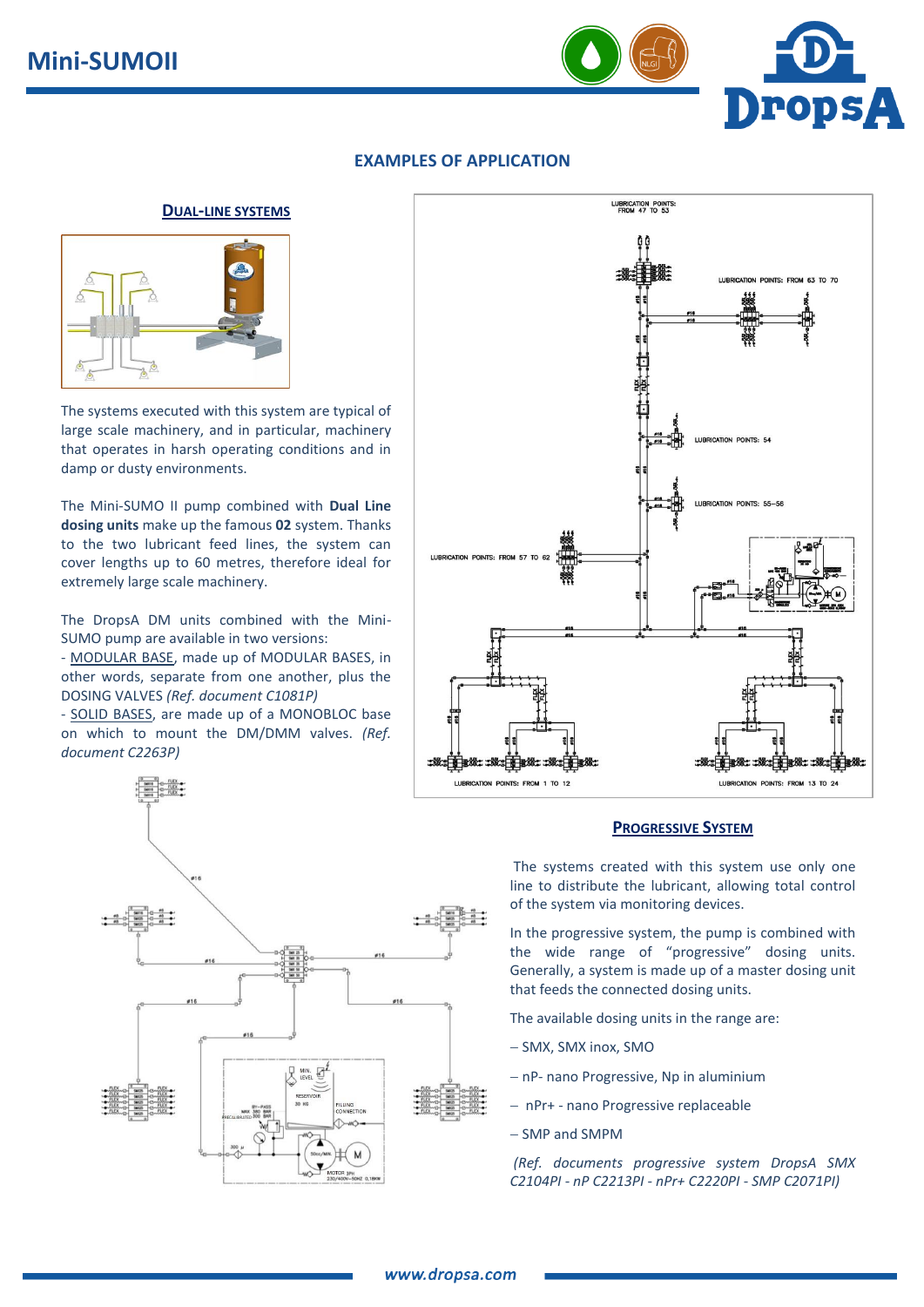## EXAMPLES OF APPLICATION

### DUAL-LINE SYSTEMS

The systems executed with this system are typical of large scale machinery, and in particular, machinery that operates in harsh operating conditions and in damp or dusty environments.

The Mini-SUMO II pump combined with **Dual Line dosing units** make up the famous **02** system. Thanks to the two lubricant feed lines, the system can cover lengths up to 60 metres, therefore ideal for extremely large scale machinery.

The DropsA DM units combined with the Mini-SUMO pump are available in two versions:
- MODULAR BASE, made up of MODULAR BASES, in other words, separate from one another, plus the DOSING VALVES *(Ref. document C1081P)*
- SOLID BASES, are made up of a MONOBLOC base on which to mount the DM/DMM valves. *(Ref. document C2263P)*

### PROGRESSIVE SYSTEM

The systems created with this system use only one line to distribute the lubricant, allowing total control of the system via monitoring devices.

In the progressive system, the pump is combined with the wide range of "progressive" dosing units. Generally, a system is made up of a master dosing unit that feeds the connected dosing units.

The available dosing units in the range are:

– SMX, SMX inox, SMO

– nP- nano Progressive, Np in aluminium

– nPr+ - nano Progressive replaceable

– SMP and SMPM

*(Ref. documents progressive system DropsA SMX C2104PI - nP C2213PI - nPr+ C2220PI - SMP C2071PI)*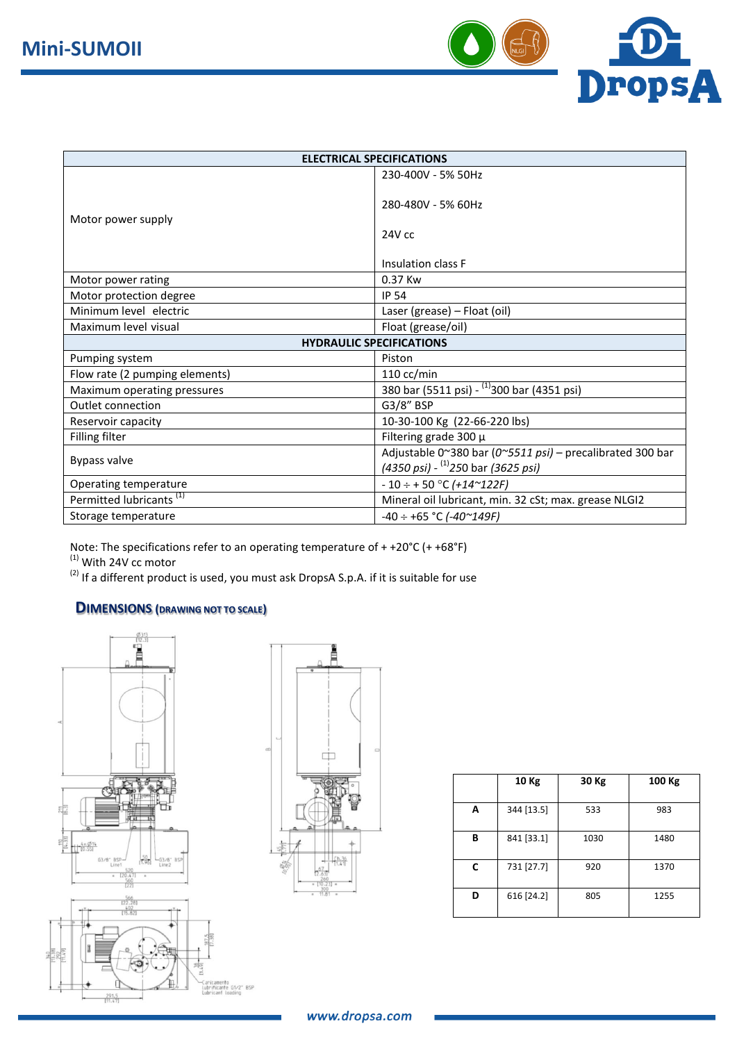| ELECTRICAL SPECIFICATIONS | |
|---|---|
| Motor power supply | 230-400V - 5% 50Hz<br><br>280-480V - 5% 60Hz<br><br>24V cc<br><br>Insulation class F |
| Motor power rating | 0.37 Kw |
| Motor protection degree | IP 54 |
| Minimum level electric | Laser (grease) – Float (oil) |
| Maximum level visual | Float (grease/oil) |
| **HYDRAULIC SPECIFICATIONS** | |
| Pumping system | Piston |
| Flow rate (2 pumping elements) | 110 cc/min |
| Maximum operating pressures | 380 bar (5511 psi) - (1)300 bar (4351 psi) |
| Outlet connection | G3/8" BSP |
| Reservoir capacity | 10-30-100 Kg (22-66-220 lbs) |
| Filling filter | Filtering grade 300 µ |
| Bypass valve | Adjustable 0~380 bar *(0~5511 psi)* – precalibrated 300 bar *(4350 psi)* - (1)250 bar *(3625 psi)* |
| Operating temperature | - 10 ÷ + 50 °C *(+14~122F)* |
| Permitted lubricants (1) | Mineral oil lubricant, min. 32 cSt; max. grease NLGI2 |
| Storage temperature | -40 ÷ +65 °C *(-40~149F)* |

Note: The specifications refer to an operating temperature of + +20°C (+ +68°F)

(1) With 24V cc motor

(2) If a different product is used, you must ask DropsA S.p.A. if it is suitable for use

## DIMENSIONS (DRAWING NOT TO SCALE)

| | 10 Kg | 30 Kg | 100 Kg |
|---|---|---|---|
| **A** | 344 [13.5] | 533 | 983 |
| **B** | 841 [33.1] | 1030 | 1480 |
| **C** | 731 [27.7] | 920 | 1370 |
| **D** | 616 [24.2] | 805 | 1255 |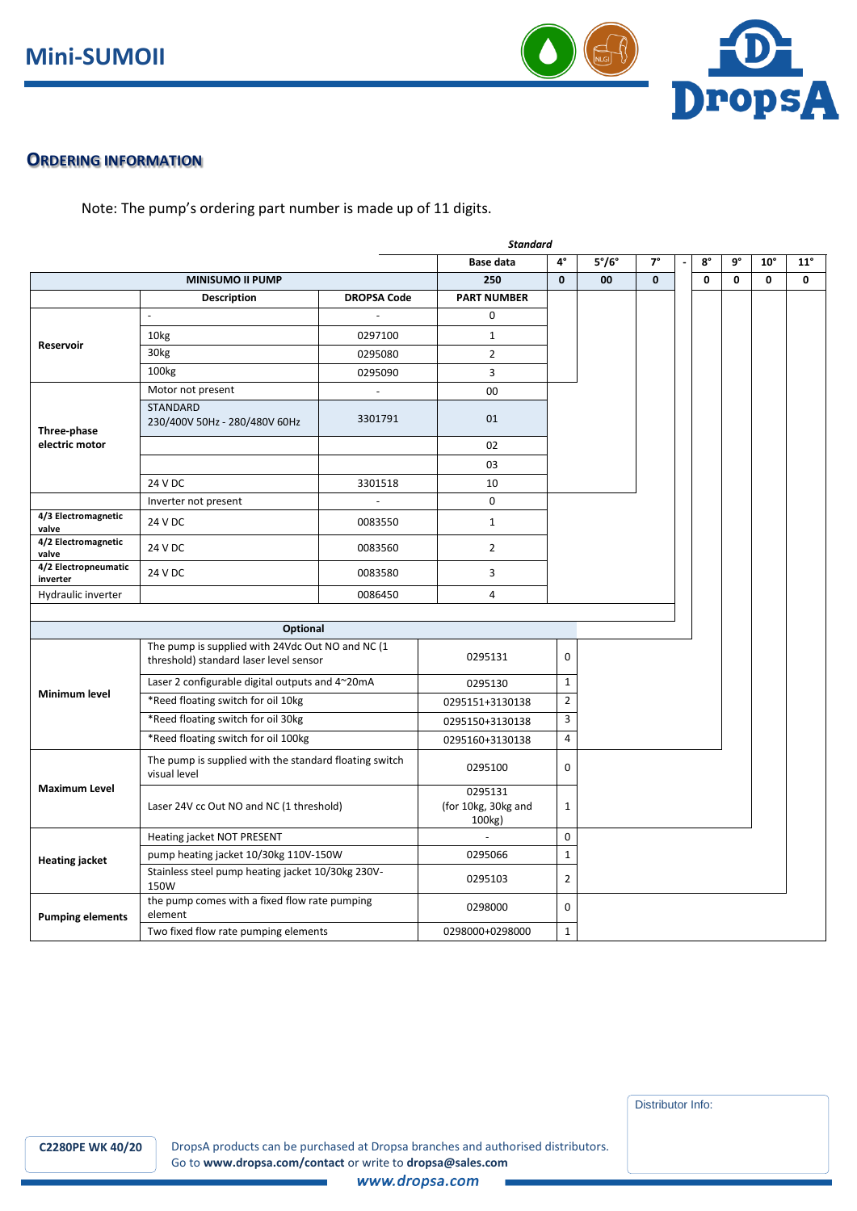## Ordering information

Note: The pump's ordering part number is made up of 11 digits.

*Standard*

| | | | Base data | 4° | 5°/6° | 7° | - | 8° | 9° | 10° | 11° |
|---|---|---|---|---|---|---|---|---|---|---|---|
| MINISUMO II PUMP | | | 250 | 0 | 00 | 0 | | 0 | 0 | 0 | 0 |
| | Description | DROPSA Code | PART NUMBER | | | | | | | | |
| Reservoir | - | - | 0 | | | | | | | | |
| | 10kg | 0297100 | 1 | | | | | | | | |
| | 30kg | 0295080 | 2 | | | | | | | | |
| | 100kg | 0295090 | 3 | | | | | | | | |
| Three-phase electric motor | Motor not present | - | 00 | | | | | | | | |
| | STANDARD 230/400V 50Hz - 280/480V 60Hz | 3301791 | 01 | | | | | | | | |
| | | | 02 | | | | | | | | |
| | | | 03 | | | | | | | | |
| | 24 V DC | 3301518 | 10 | | | | | | | | |
| | Inverter not present | - | 0 | | | | | | | | |
| 4/3 Electromagnetic valve | 24 V DC | 0083550 | 1 | | | | | | | | |
| 4/2 Electromagnetic valve | 24 V DC | 0083560 | 2 | | | | | | | | |
| 4/2 Electropneumatic inverter | 24 V DC | 0083580 | 3 | | | | | | | | |
| Hydraulic inverter | | 0086450 | 4 | | | | | | | | |

| Optional | | | |
|---|---|---|---|
| Minimum level | The pump is supplied with 24Vdc Out NO and NC (1 threshold) standard laser level sensor | 0295131 | 0 |
| | Laser 2 configurable digital outputs and 4~20mA | 0295130 | 1 |
| | *Reed floating switch for oil 10kg | 0295151+3130138 | 2 |
| | *Reed floating switch for oil 30kg | 0295150+3130138 | 3 |
| | *Reed floating switch for oil 100kg | 0295160+3130138 | 4 |
| Maximum Level | The pump is supplied with the standard floating switch visual level | 0295100 | 0 |
| | Laser 24V cc Out NO and NC (1 threshold) | 0295131 (for 10kg, 30kg and 100kg) | 1 |
| Heating jacket | Heating jacket NOT PRESENT | - | 0 |
| | pump heating jacket 10/30kg 110V-150W | 0295066 | 1 |
| | Stainless steel pump heating jacket 10/30kg 230V-150W | 0295103 | 2 |
| Pumping elements | the pump comes with a fixed flow rate pumping element | 0298000 | 0 |
| | Two fixed flow rate pumping elements | 0298000+0298000 | 1 |

C2280PE WK 40/20

DropsA products can be purchased at Dropsa branches and authorised distributors.
Go to **www.dropsa.com/contact** or write to **dropsa@sales.com**

Distributor Info: